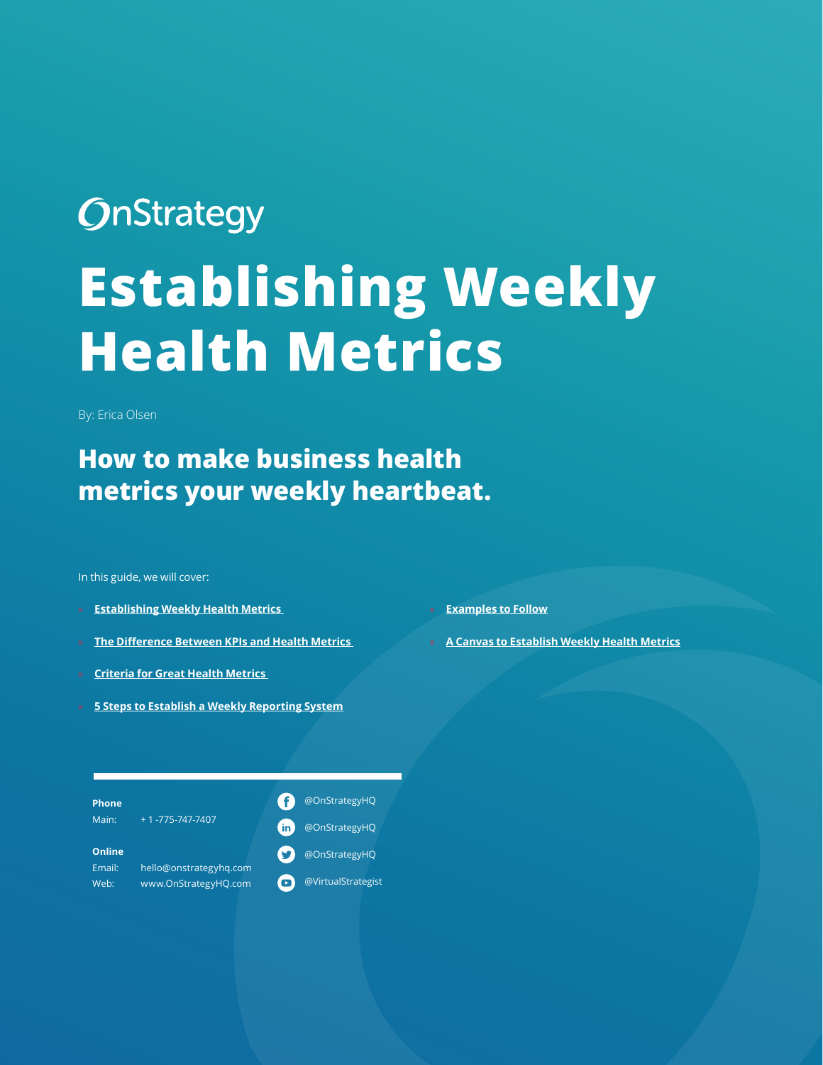OnStrategy

# Establishing Weekly Health Metrics

By: Erica Olsen

## How to make business health metrics your weekly heartbeat.

In this guide, we will cover:

- **Establishing Weekly Health Metrics**
- **The Difference Between KPIs and Health Metrics**
- **Criteria for Great Health Metrics**
- **5 Steps to Establish a Weekly Reporting System**
- **Examples to Follow**
- **A Canvas to Establish Weekly Health Metrics**

**Phone**

Main: + 1 -775-747-7407

**Online**

Email: hello@onstrategyhq.com

Web: www.OnStrategyHQ.com

@OnStrategyHQ

@OnStrategyHQ

@OnStrategyHQ

@VirtualStrategist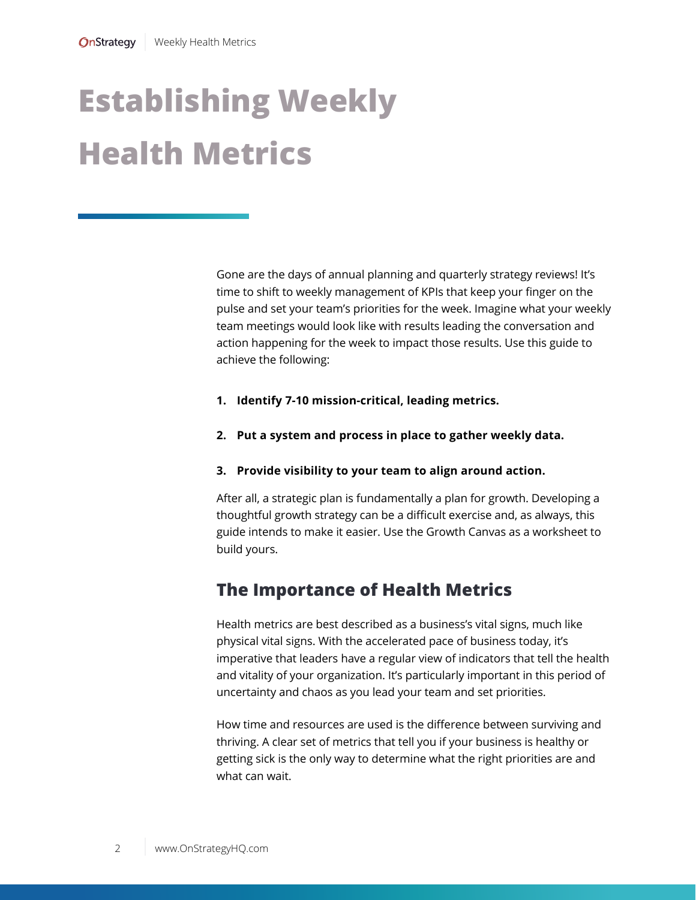# Establishing Weekly Health Metrics

Gone are the days of annual planning and quarterly strategy reviews! It's time to shift to weekly management of KPIs that keep your finger on the pulse and set your team's priorities for the week. Imagine what your weekly team meetings would look like with results leading the conversation and action happening for the week to impact those results. Use this guide to achieve the following:

1. **Identify 7-10 mission-critical, leading metrics.**
2. **Put a system and process in place to gather weekly data.**
3. **Provide visibility to your team to align around action.**

After all, a strategic plan is fundamentally a plan for growth. Developing a thoughtful growth strategy can be a difficult exercise and, as always, this guide intends to make it easier. Use the Growth Canvas as a worksheet to build yours.

## The Importance of Health Metrics

Health metrics are best described as a business's vital signs, much like physical vital signs. With the accelerated pace of business today, it's imperative that leaders have a regular view of indicators that tell the health and vitality of your organization. It's particularly important in this period of uncertainty and chaos as you lead your team and set priorities.

How time and resources are used is the difference between surviving and thriving. A clear set of metrics that tell you if your business is healthy or getting sick is the only way to determine what the right priorities are and what can wait.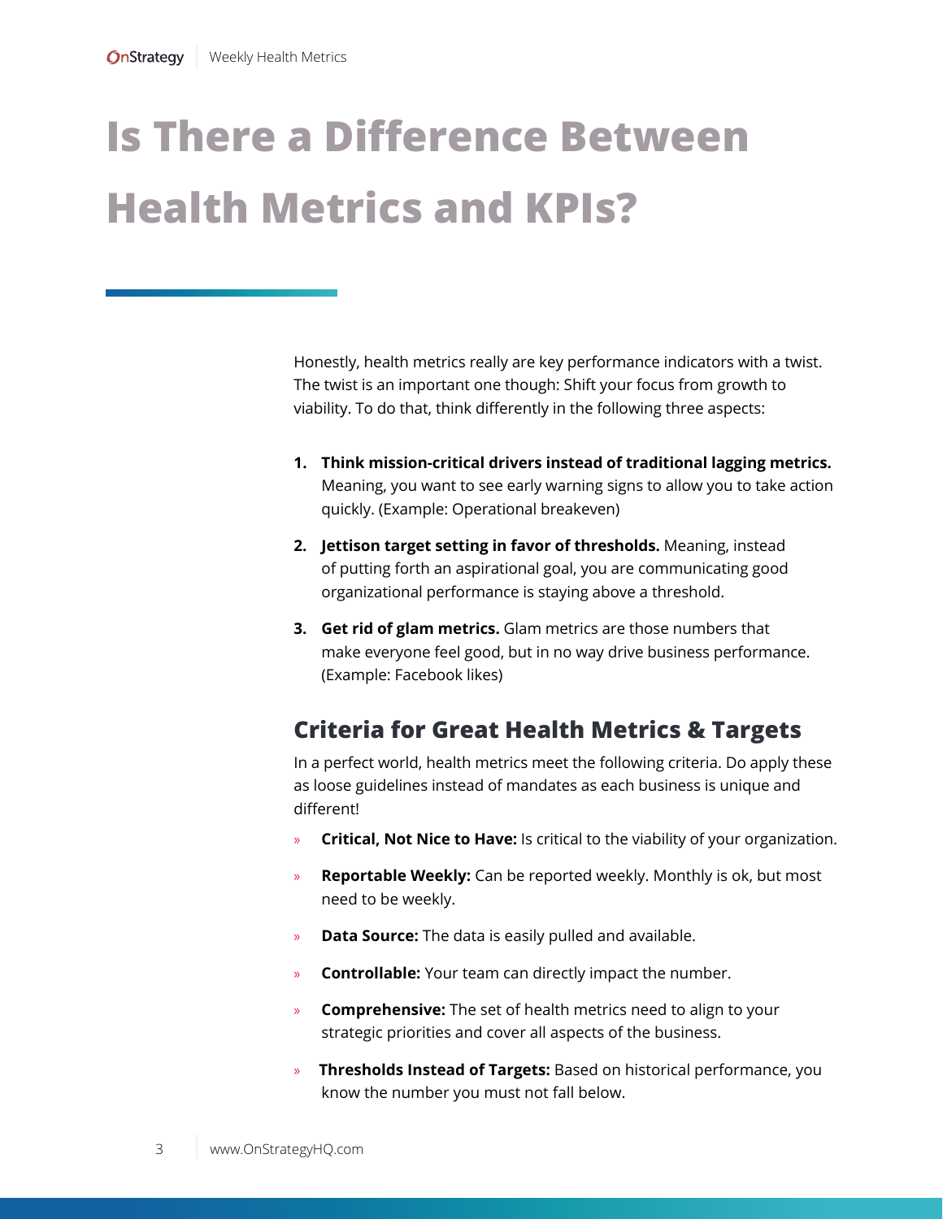# Is There a Difference Between Health Metrics and KPIs?

Honestly, health metrics really are key performance indicators with a twist. The twist is an important one though: Shift your focus from growth to viability. To do that, think differently in the following three aspects:

1. **Think mission-critical drivers instead of traditional lagging metrics.** Meaning, you want to see early warning signs to allow you to take action quickly. (Example: Operational breakeven)
2. **Jettison target setting in favor of thresholds.** Meaning, instead of putting forth an aspirational goal, you are communicating good organizational performance is staying above a threshold.
3. **Get rid of glam metrics.** Glam metrics are those numbers that make everyone feel good, but in no way drive business performance. (Example: Facebook likes)

## Criteria for Great Health Metrics & Targets

In a perfect world, health metrics meet the following criteria. Do apply these as loose guidelines instead of mandates as each business is unique and different!

- **Critical, Not Nice to Have:** Is critical to the viability of your organization.
- **Reportable Weekly:** Can be reported weekly. Monthly is ok, but most need to be weekly.
- **Data Source:** The data is easily pulled and available.
- **Controllable:** Your team can directly impact the number.
- **Comprehensive:** The set of health metrics need to align to your strategic priorities and cover all aspects of the business.
- **Thresholds Instead of Targets:** Based on historical performance, you know the number you must not fall below.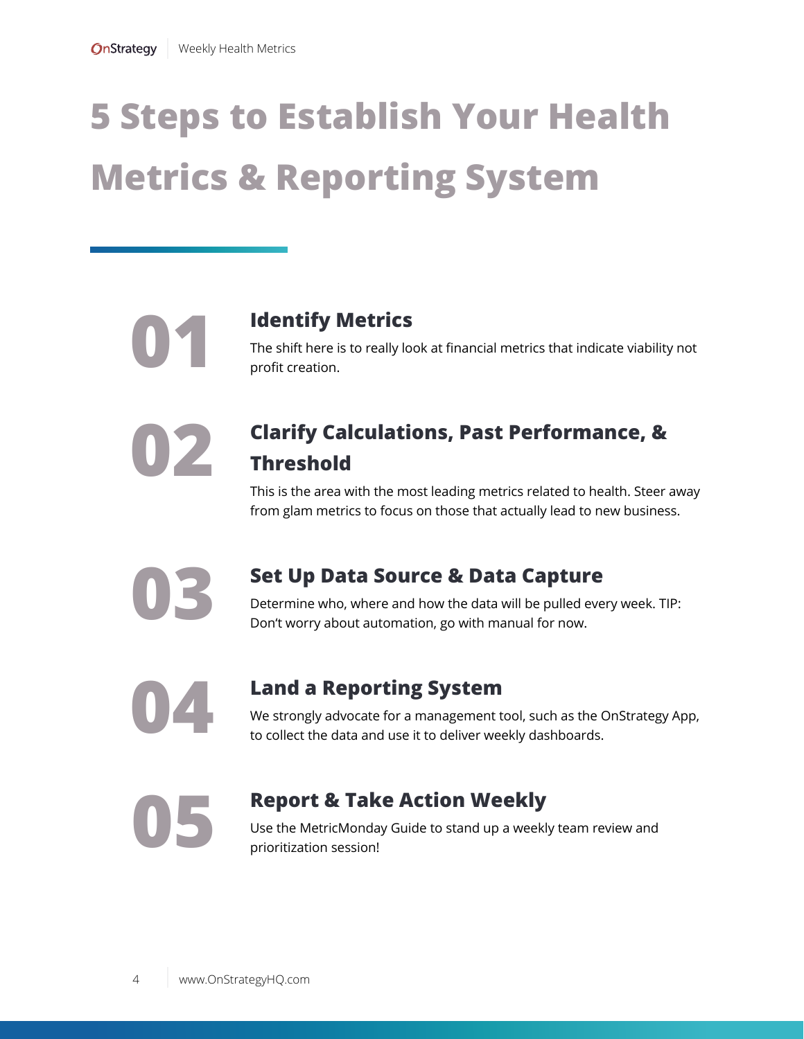# 5 Steps to Establish Your Health Metrics & Reporting System

## 01 Identify Metrics

The shift here is to really look at financial metrics that indicate viability not profit creation.

## 02 Clarify Calculations, Past Performance, & Threshold

This is the area with the most leading metrics related to health. Steer away from glam metrics to focus on those that actually lead to new business.

## 03 Set Up Data Source & Data Capture

Determine who, where and how the data will be pulled every week. TIP: Don't worry about automation, go with manual for now.

## 04 Land a Reporting System

We strongly advocate for a management tool, such as the OnStrategy App, to collect the data and use it to deliver weekly dashboards.

## 05 Report & Take Action Weekly

Use the MetricMonday Guide to stand up a weekly team review and prioritization session!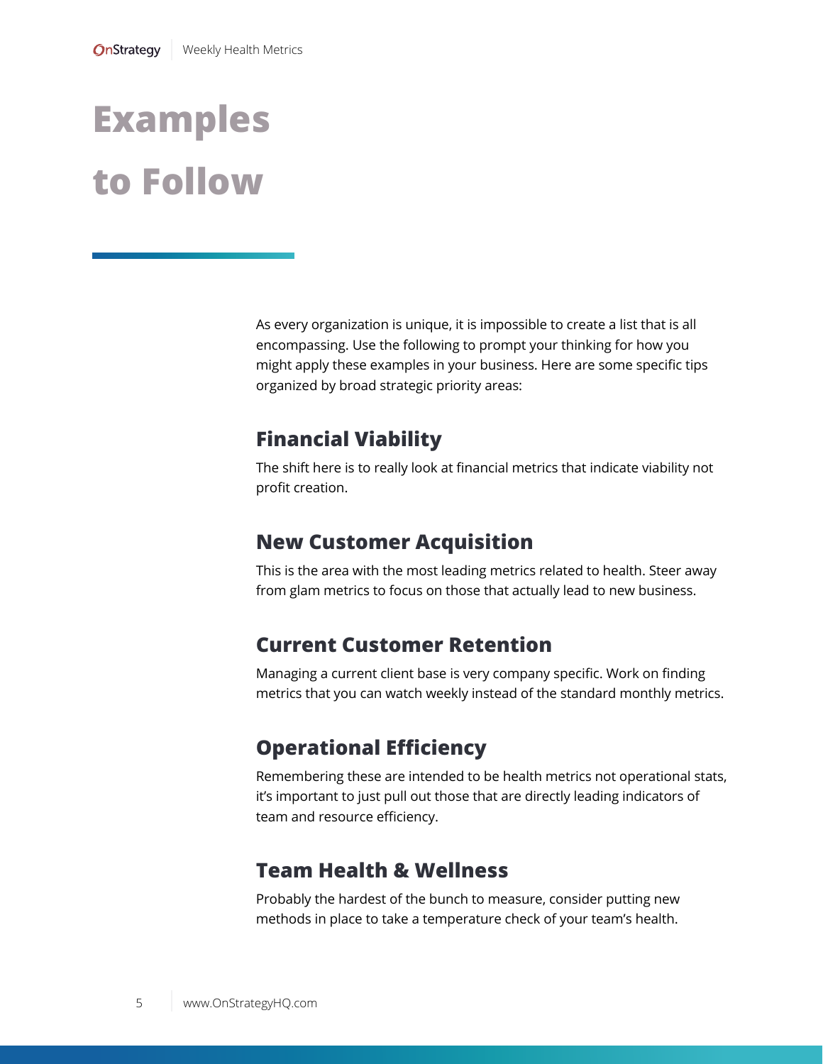# Examples to Follow

As every organization is unique, it is impossible to create a list that is all encompassing. Use the following to prompt your thinking for how you might apply these examples in your business. Here are some specific tips organized by broad strategic priority areas:

## Financial Viability

The shift here is to really look at financial metrics that indicate viability not profit creation.

## New Customer Acquisition

This is the area with the most leading metrics related to health. Steer away from glam metrics to focus on those that actually lead to new business.

## Current Customer Retention

Managing a current client base is very company specific. Work on finding metrics that you can watch weekly instead of the standard monthly metrics.

## Operational Efficiency

Remembering these are intended to be health metrics not operational stats, it's important to just pull out those that are directly leading indicators of team and resource efficiency.

## Team Health & Wellness

Probably the hardest of the bunch to measure, consider putting new methods in place to take a temperature check of your team's health.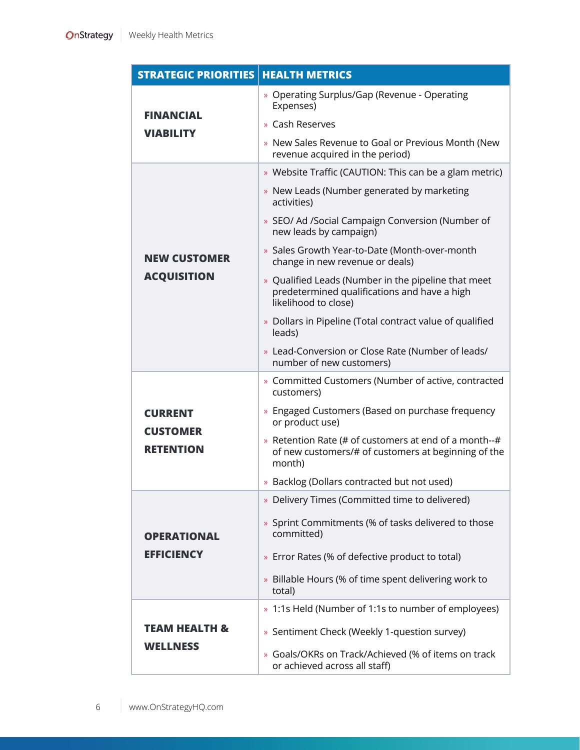| STRATEGIC PRIORITIES | HEALTH METRICS |
|---|---|
| **FINANCIAL VIABILITY** | » Operating Surplus/Gap (Revenue - Operating Expenses)<br>» Cash Reserves<br>» New Sales Revenue to Goal or Previous Month (New revenue acquired in the period) |
| **NEW CUSTOMER ACQUISITION** | » Website Traffic (CAUTION: This can be a glam metric)<br>» New Leads (Number generated by marketing activities)<br>» SEO/ Ad /Social Campaign Conversion (Number of new leads by campaign)<br>» Sales Growth Year-to-Date (Month-over-month change in new revenue or deals)<br>» Qualified Leads (Number in the pipeline that meet predetermined qualifications and have a high likelihood to close)<br>» Dollars in Pipeline (Total contract value of qualified leads)<br>» Lead-Conversion or Close Rate (Number of leads/ number of new customers) |
| **CURRENT CUSTOMER RETENTION** | » Committed Customers (Number of active, contracted customers)<br>» Engaged Customers (Based on purchase frequency or product use)<br>» Retention Rate (# of customers at end of a month--# of new customers/# of customers at beginning of the month)<br>» Backlog (Dollars contracted but not used) |
| **OPERATIONAL EFFICIENCY** | » Delivery Times (Committed time to delivered)<br>» Sprint Commitments (% of tasks delivered to those committed)<br>» Error Rates (% of defective product to total)<br>» Billable Hours (% of time spent delivering work to total) |
| **TEAM HEALTH & WELLNESS** | » 1:1s Held (Number of 1:1s to number of employees)<br>» Sentiment Check (Weekly 1-question survey)<br>» Goals/OKRs on Track/Achieved (% of items on track or achieved across all staff) |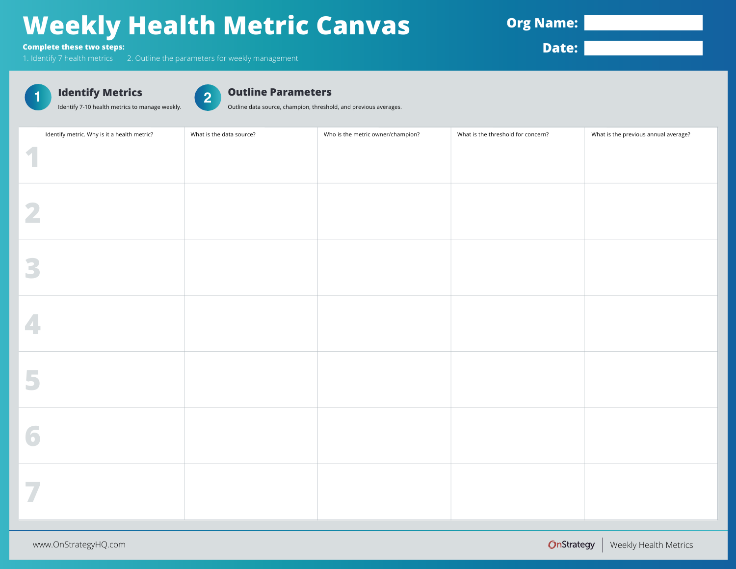# Weekly Health Metric Canvas

**Org Name:** 

**Date:** 

**Complete these two steps:**

1. Identify 7 health metrics
2. Outline the parameters for weekly management

## 1 Identify Metrics

Identify 7-10 health metrics to manage weekly.

## 2 Outline Parameters

Outline data source, champion, threshold, and previous averages.

| Identify metric. Why is it a health metric? | What is the data source? | Who is the metric owner/champion? | What is the threshold for concern? | What is the previous annual average? |
|---|---|---|---|---|
| 1 | | | | |
| 2 | | | | |
| 3 | | | | |
| 4 | | | | |
| 5 | | | | |
| 6 | | | | |
| 7 | | | | |

www.OnStrategyHQ.com

OnStrategy | Weekly Health Metrics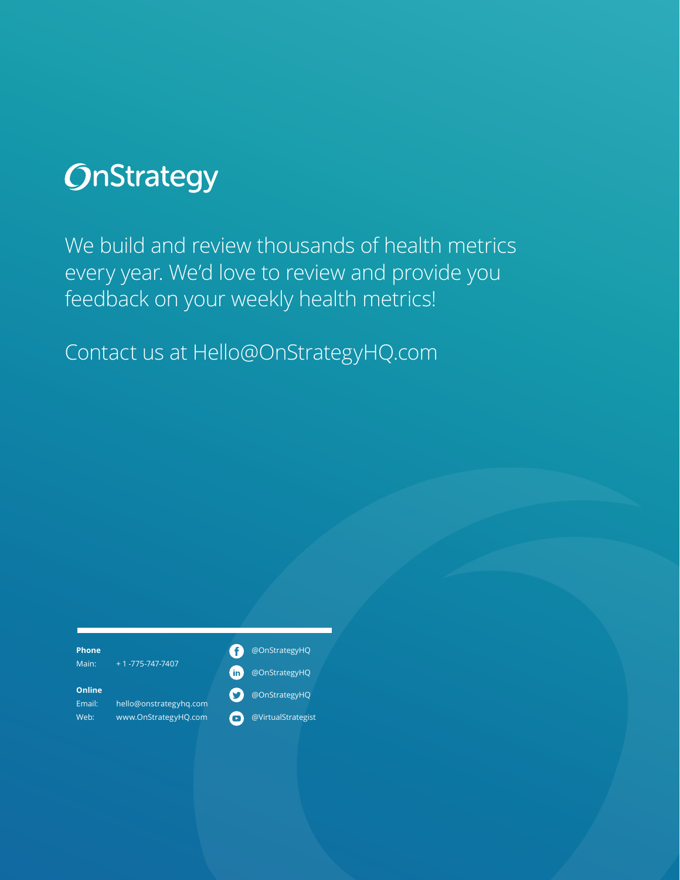# OnStrategy

We build and review thousands of health metrics every year. We'd love to review and provide you feedback on your weekly health metrics!

Contact us at Hello@OnStrategyHQ.com

**Phone**

Main: + 1 -775-747-7407

**Online**

Email: hello@onstrategyhq.com

Web: www.OnStrategyHQ.com

@OnStrategyHQ

@OnStrategyHQ

@OnStrategyHQ

@VirtualStrategist